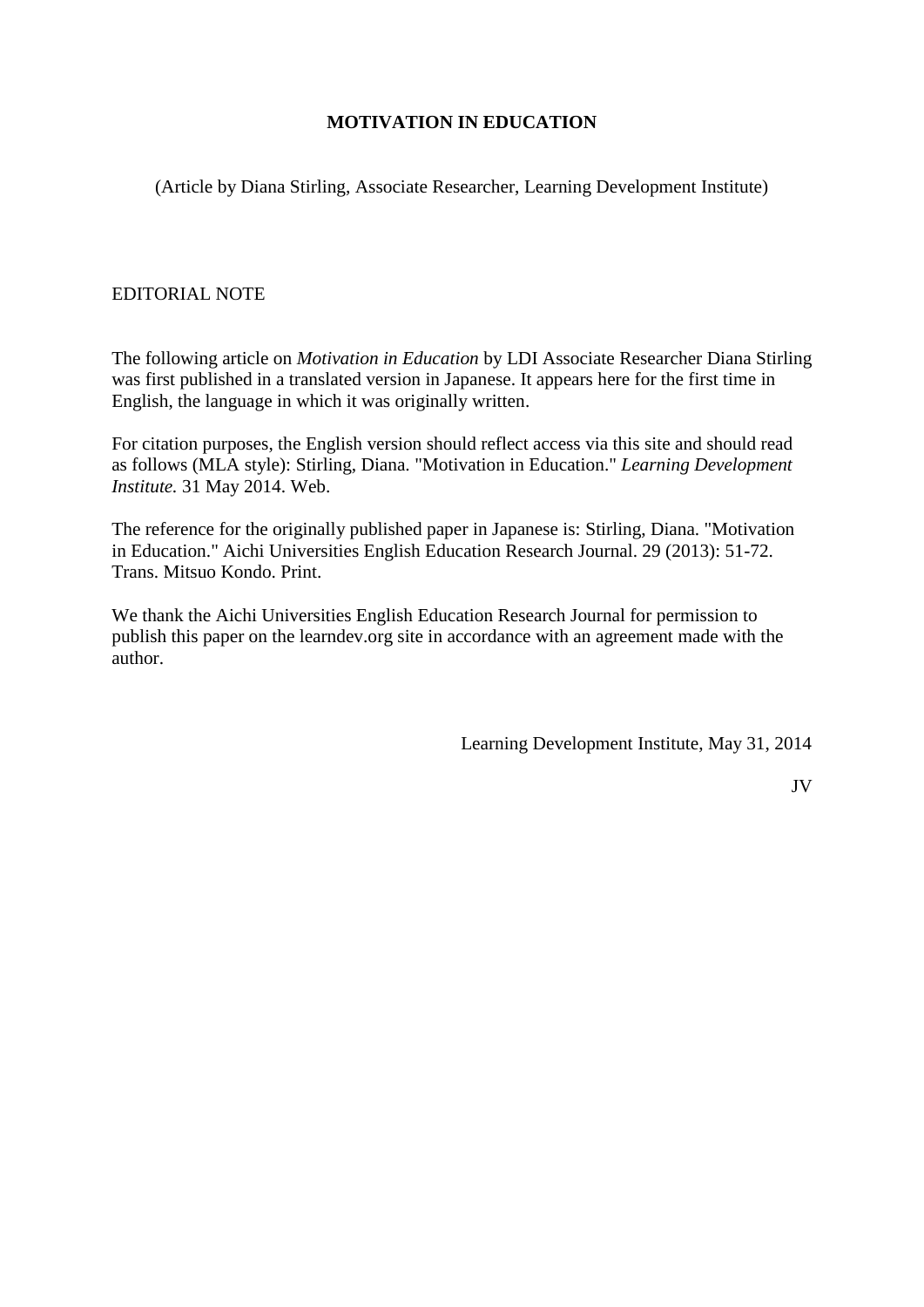# MOTIVATION IN EDUCATION

(Article by Diana Stirling, Associate Researcher, Learning Development Institute)

EDITORIAL NOTE

The following article on *Motivation in Education* by LDI Associate Researcher Diana Stirling was first published in a translated version in Japanese. It appears here for the first time in English, the language in which it was originally written.

For citation purposes, the English version should reflect access via this site and should read as follows (MLA style): Stirling, Diana. "Motivation in Education." *Learning Development Institute.* 31 May 2014. Web.

The reference for the originally published paper in Japanese is: Stirling, Diana. "Motivation in Education." Aichi Universities English Education Research Journal. 29 (2013): 51-72. Trans. Mitsuo Kondo. Print.

We thank the Aichi Universities English Education Research Journal for permission to publish this paper on the learndev.org site in accordance with an agreement made with the author.

Learning Development Institute, May 31, 2014

JV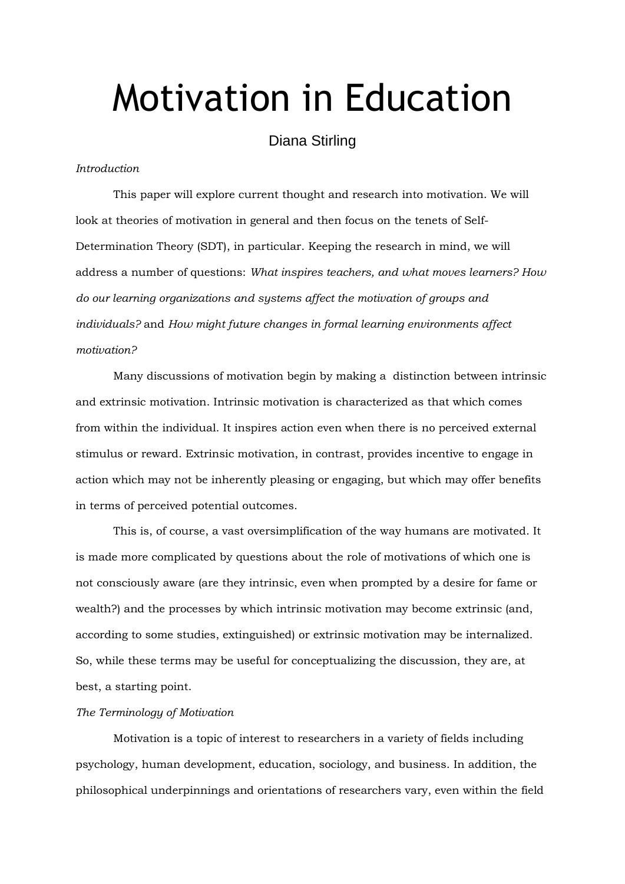# Motivation in Education

Diana Stirling

*Introduction*

This paper will explore current thought and research into motivation. We will look at theories of motivation in general and then focus on the tenets of Self-Determination Theory (SDT), in particular. Keeping the research in mind, we will address a number of questions: *What inspires teachers, and what moves learners? How do our learning organizations and systems affect the motivation of groups and individuals?* and *How might future changes in formal learning environments affect motivation?*

Many discussions of motivation begin by making a distinction between intrinsic and extrinsic motivation. Intrinsic motivation is characterized as that which comes from within the individual. It inspires action even when there is no perceived external stimulus or reward. Extrinsic motivation, in contrast, provides incentive to engage in action which may not be inherently pleasing or engaging, but which may offer benefits in terms of perceived potential outcomes.

This is, of course, a vast oversimplification of the way humans are motivated. It is made more complicated by questions about the role of motivations of which one is not consciously aware (are they intrinsic, even when prompted by a desire for fame or wealth?) and the processes by which intrinsic motivation may become extrinsic (and, according to some studies, extinguished) or extrinsic motivation may be internalized. So, while these terms may be useful for conceptualizing the discussion, they are, at best, a starting point.

*The Terminology of Motivation*

Motivation is a topic of interest to researchers in a variety of fields including psychology, human development, education, sociology, and business. In addition, the philosophical underpinnings and orientations of researchers vary, even within the field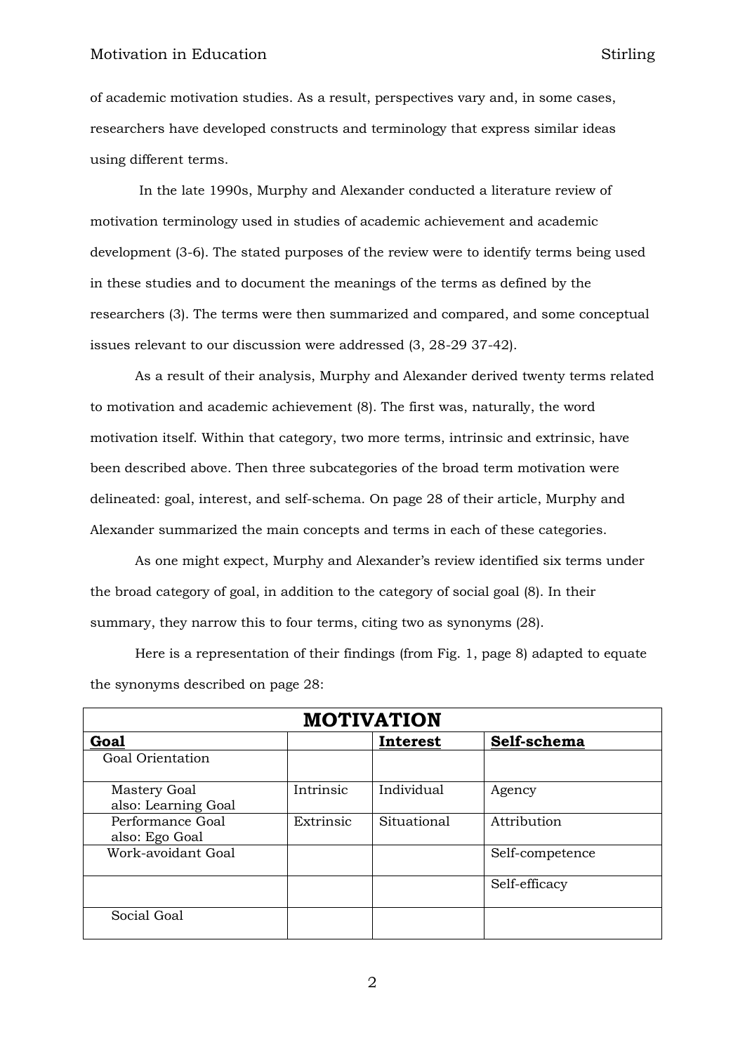of academic motivation studies. As a result, perspectives vary and, in some cases, researchers have developed constructs and terminology that express similar ideas using different terms.

In the late 1990s, Murphy and Alexander conducted a literature review of motivation terminology used in studies of academic achievement and academic development (3-6). The stated purposes of the review were to identify terms being used in these studies and to document the meanings of the terms as defined by the researchers (3). The terms were then summarized and compared, and some conceptual issues relevant to our discussion were addressed (3, 28-29 37-42).

As a result of their analysis, Murphy and Alexander derived twenty terms related to motivation and academic achievement (8). The first was, naturally, the word motivation itself. Within that category, two more terms, intrinsic and extrinsic, have been described above. Then three subcategories of the broad term motivation were delineated: goal, interest, and self-schema. On page 28 of their article, Murphy and Alexander summarized the main concepts and terms in each of these categories.

As one might expect, Murphy and Alexander's review identified six terms under the broad category of goal, in addition to the category of social goal (8). In their summary, they narrow this to four terms, citing two as synonyms (28).

Here is a representation of their findings (from Fig. 1, page 8) adapted to equate the synonyms described on page 28:

| **MOTIVATION** | | | |
|---|---|---|---|
| **Goal** | | **Interest** | **Self-schema** |
| Goal Orientation | | | |
| Mastery Goal<br>also: Learning Goal | Intrinsic | Individual | Agency |
| Performance Goal<br>also: Ego Goal | Extrinsic | Situational | Attribution |
| Work-avoidant Goal | | | Self-competence |
| | | | Self-efficacy |
| Social Goal | | | |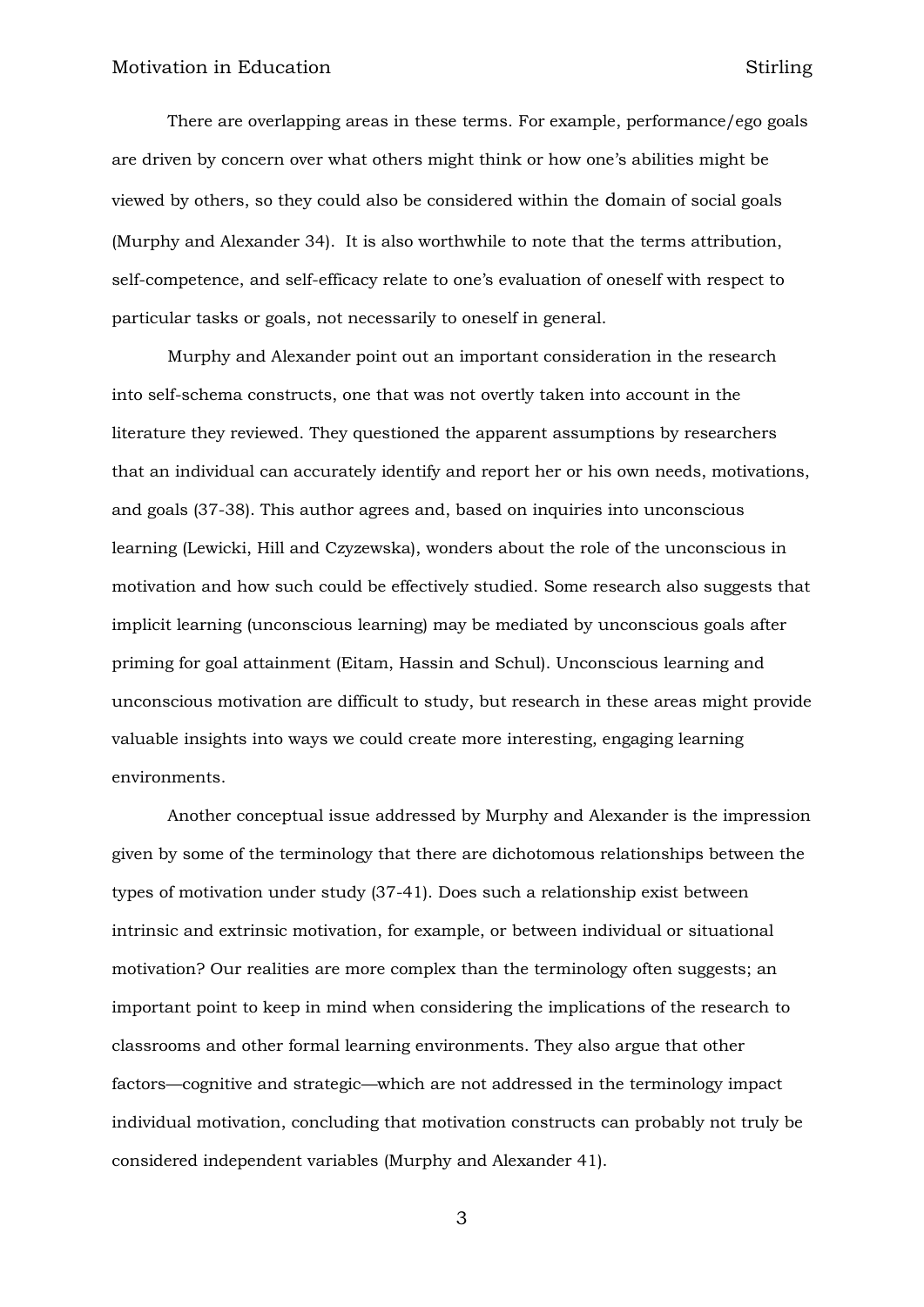There are overlapping areas in these terms. For example, performance/ego goals are driven by concern over what others might think or how one's abilities might be viewed by others, so they could also be considered within the domain of social goals (Murphy and Alexander 34). It is also worthwhile to note that the terms attribution, self-competence, and self-efficacy relate to one's evaluation of oneself with respect to particular tasks or goals, not necessarily to oneself in general.

Murphy and Alexander point out an important consideration in the research into self-schema constructs, one that was not overtly taken into account in the literature they reviewed. They questioned the apparent assumptions by researchers that an individual can accurately identify and report her or his own needs, motivations, and goals (37-38). This author agrees and, based on inquiries into unconscious learning (Lewicki, Hill and Czyzewska), wonders about the role of the unconscious in motivation and how such could be effectively studied. Some research also suggests that implicit learning (unconscious learning) may be mediated by unconscious goals after priming for goal attainment (Eitam, Hassin and Schul). Unconscious learning and unconscious motivation are difficult to study, but research in these areas might provide valuable insights into ways we could create more interesting, engaging learning environments.

Another conceptual issue addressed by Murphy and Alexander is the impression given by some of the terminology that there are dichotomous relationships between the types of motivation under study (37-41). Does such a relationship exist between intrinsic and extrinsic motivation, for example, or between individual or situational motivation? Our realities are more complex than the terminology often suggests; an important point to keep in mind when considering the implications of the research to classrooms and other formal learning environments. They also argue that other factors—cognitive and strategic—which are not addressed in the terminology impact individual motivation, concluding that motivation constructs can probably not truly be considered independent variables (Murphy and Alexander 41).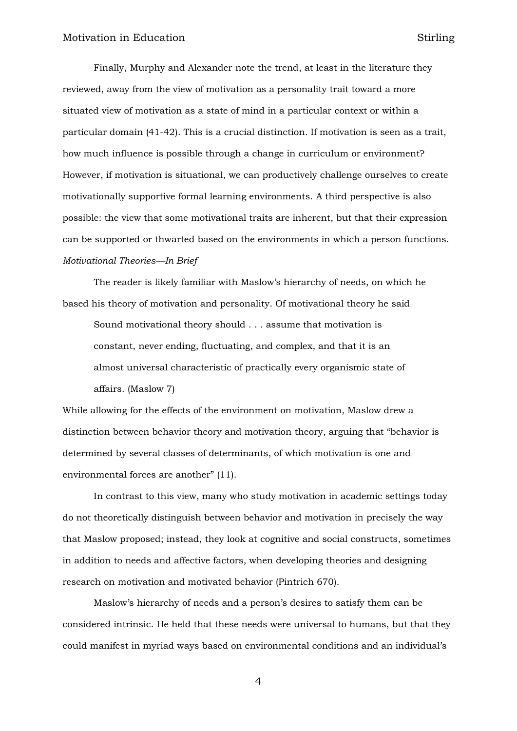Finally, Murphy and Alexander note the trend, at least in the literature they reviewed, away from the view of motivation as a personality trait toward a more situated view of motivation as a state of mind in a particular context or within a particular domain (41-42). This is a crucial distinction. If motivation is seen as a trait, how much influence is possible through a change in curriculum or environment? However, if motivation is situational, we can productively challenge ourselves to create motivationally supportive formal learning environments. A third perspective is also possible: the view that some motivational traits are inherent, but that their expression can be supported or thwarted based on the environments in which a person functions.

*Motivational Theories—In Brief*

The reader is likely familiar with Maslow's hierarchy of needs, on which he based his theory of motivation and personality. Of motivational theory he said

> Sound motivational theory should . . . assume that motivation is constant, never ending, fluctuating, and complex, and that it is an almost universal characteristic of practically every organismic state of affairs. (Maslow 7)

While allowing for the effects of the environment on motivation, Maslow drew a distinction between behavior theory and motivation theory, arguing that "behavior is determined by several classes of determinants, of which motivation is one and environmental forces are another" (11).

In contrast to this view, many who study motivation in academic settings today do not theoretically distinguish between behavior and motivation in precisely the way that Maslow proposed; instead, they look at cognitive and social constructs, sometimes in addition to needs and affective factors, when developing theories and designing research on motivation and motivated behavior (Pintrich 670).

Maslow's hierarchy of needs and a person's desires to satisfy them can be considered intrinsic. He held that these needs were universal to humans, but that they could manifest in myriad ways based on environmental conditions and an individual's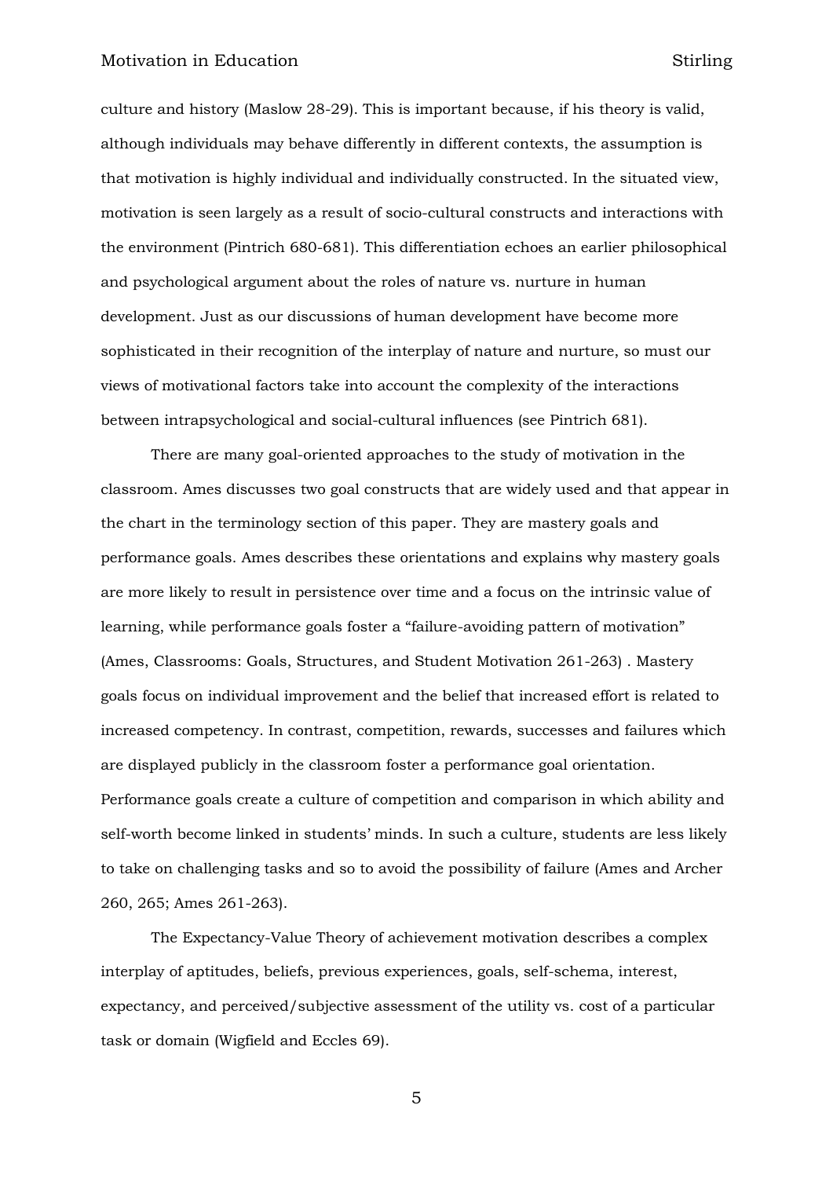culture and history (Maslow 28-29). This is important because, if his theory is valid, although individuals may behave differently in different contexts, the assumption is that motivation is highly individual and individually constructed. In the situated view, motivation is seen largely as a result of socio-cultural constructs and interactions with the environment (Pintrich 680-681). This differentiation echoes an earlier philosophical and psychological argument about the roles of nature vs. nurture in human development. Just as our discussions of human development have become more sophisticated in their recognition of the interplay of nature and nurture, so must our views of motivational factors take into account the complexity of the interactions between intrapsychological and social-cultural influences (see Pintrich 681).

There are many goal-oriented approaches to the study of motivation in the classroom. Ames discusses two goal constructs that are widely used and that appear in the chart in the terminology section of this paper. They are mastery goals and performance goals. Ames describes these orientations and explains why mastery goals are more likely to result in persistence over time and a focus on the intrinsic value of learning, while performance goals foster a "failure-avoiding pattern of motivation" (Ames, Classrooms: Goals, Structures, and Student Motivation 261-263) . Mastery goals focus on individual improvement and the belief that increased effort is related to increased competency. In contrast, competition, rewards, successes and failures which are displayed publicly in the classroom foster a performance goal orientation. Performance goals create a culture of competition and comparison in which ability and self-worth become linked in students' minds. In such a culture, students are less likely to take on challenging tasks and so to avoid the possibility of failure (Ames and Archer 260, 265; Ames 261-263).

The Expectancy-Value Theory of achievement motivation describes a complex interplay of aptitudes, beliefs, previous experiences, goals, self-schema, interest, expectancy, and perceived/subjective assessment of the utility vs. cost of a particular task or domain (Wigfield and Eccles 69).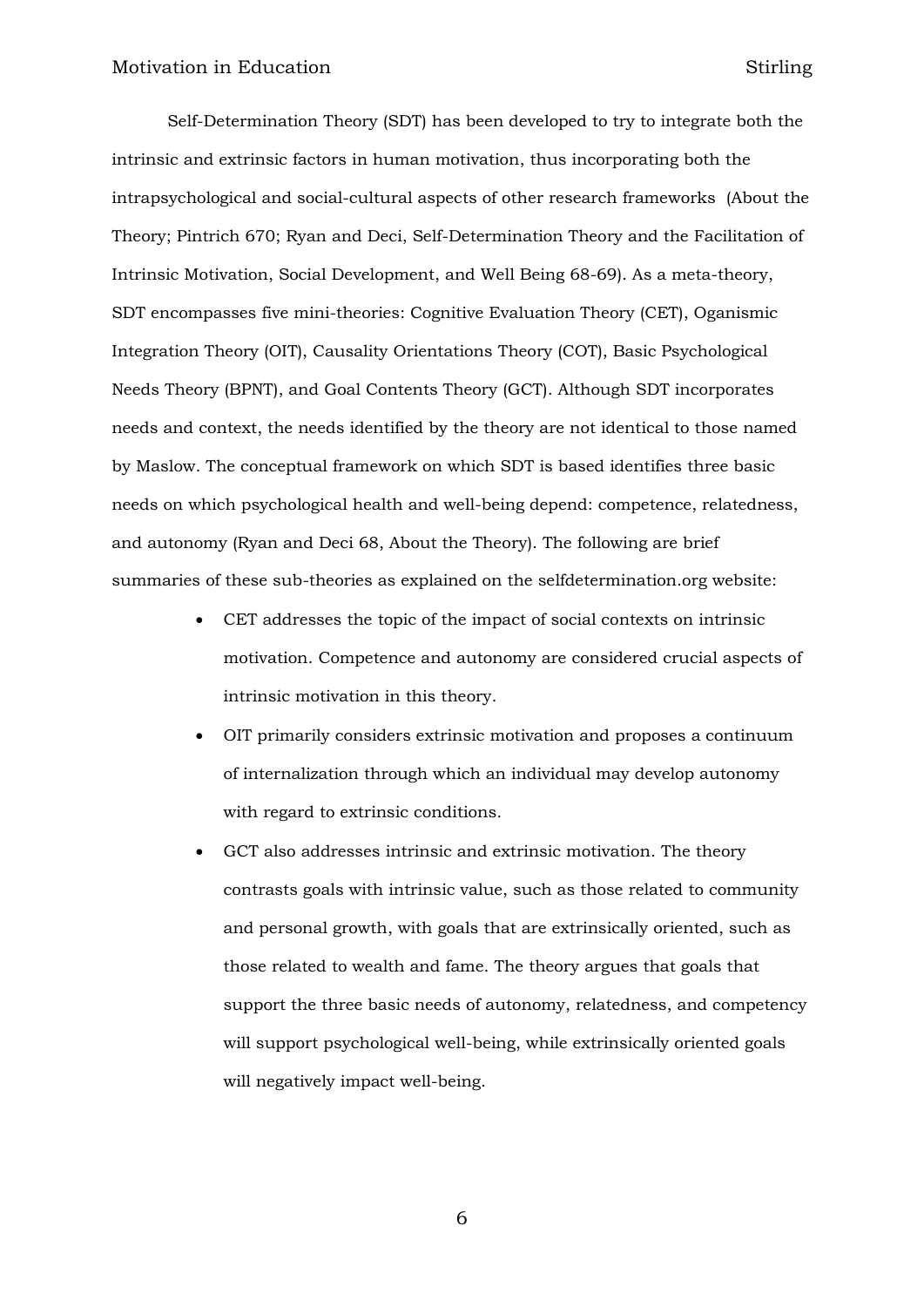Self-Determination Theory (SDT) has been developed to try to integrate both the intrinsic and extrinsic factors in human motivation, thus incorporating both the intrapsychological and social-cultural aspects of other research frameworks (About the Theory; Pintrich 670; Ryan and Deci, Self-Determination Theory and the Facilitation of Intrinsic Motivation, Social Development, and Well Being 68-69). As a meta-theory, SDT encompasses five mini-theories: Cognitive Evaluation Theory (CET), Oganismic Integration Theory (OIT), Causality Orientations Theory (COT), Basic Psychological Needs Theory (BPNT), and Goal Contents Theory (GCT). Although SDT incorporates needs and context, the needs identified by the theory are not identical to those named by Maslow. The conceptual framework on which SDT is based identifies three basic needs on which psychological health and well-being depend: competence, relatedness, and autonomy (Ryan and Deci 68, About the Theory). The following are brief summaries of these sub-theories as explained on the selfdetermination.org website:

- CET addresses the topic of the impact of social contexts on intrinsic motivation. Competence and autonomy are considered crucial aspects of intrinsic motivation in this theory.
- OIT primarily considers extrinsic motivation and proposes a continuum of internalization through which an individual may develop autonomy with regard to extrinsic conditions.
- GCT also addresses intrinsic and extrinsic motivation. The theory contrasts goals with intrinsic value, such as those related to community and personal growth, with goals that are extrinsically oriented, such as those related to wealth and fame. The theory argues that goals that support the three basic needs of autonomy, relatedness, and competency will support psychological well-being, while extrinsically oriented goals will negatively impact well-being.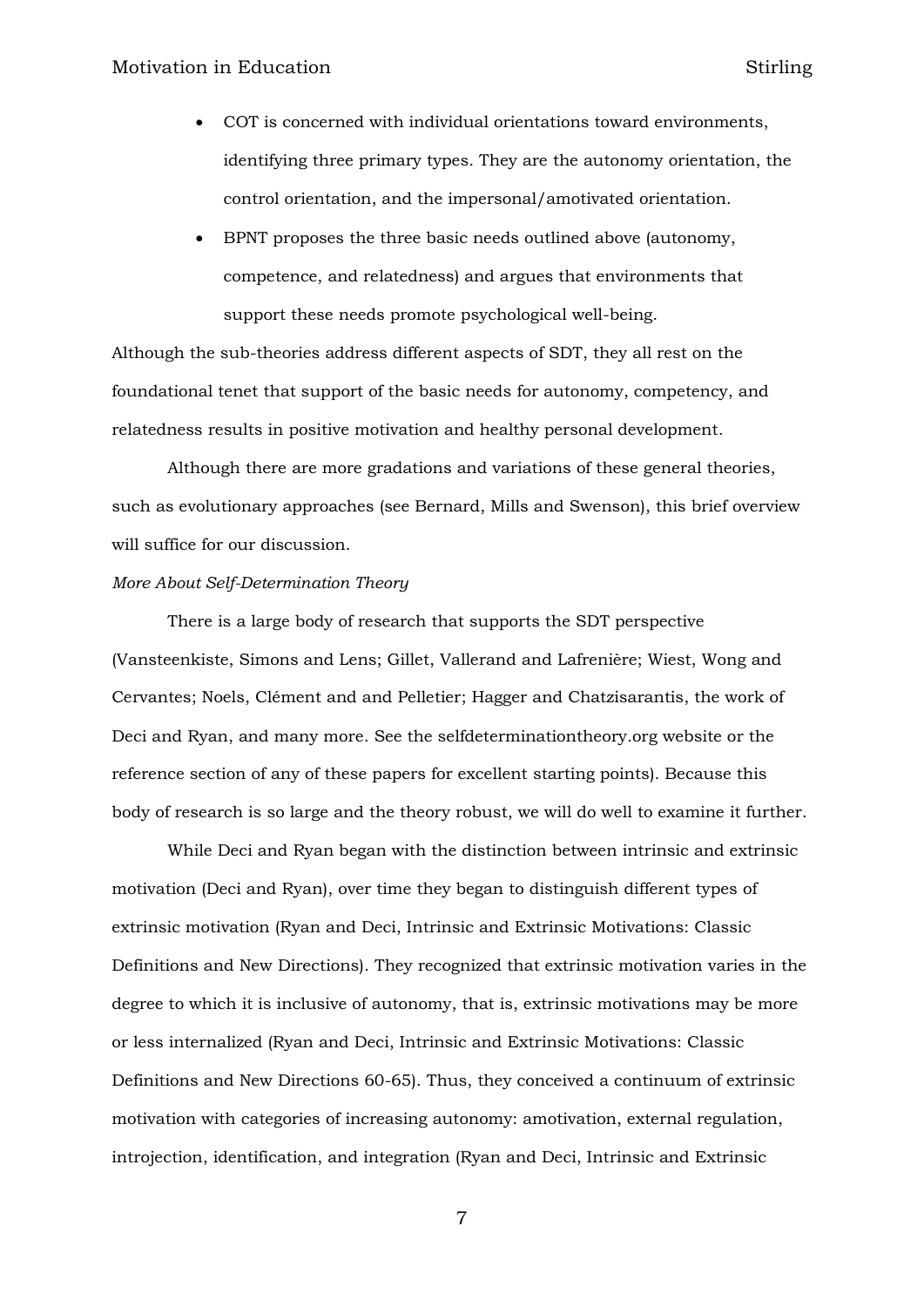- COT is concerned with individual orientations toward environments, identifying three primary types. They are the autonomy orientation, the control orientation, and the impersonal/amotivated orientation.
- BPNT proposes the three basic needs outlined above (autonomy, competence, and relatedness) and argues that environments that support these needs promote psychological well-being.

Although the sub-theories address different aspects of SDT, they all rest on the foundational tenet that support of the basic needs for autonomy, competency, and relatedness results in positive motivation and healthy personal development.

Although there are more gradations and variations of these general theories, such as evolutionary approaches (see Bernard, Mills and Swenson), this brief overview will suffice for our discussion.

*More About Self-Determination Theory*

There is a large body of research that supports the SDT perspective (Vansteenkiste, Simons and Lens; Gillet, Vallerand and Lafrenière; Wiest, Wong and Cervantes; Noels, Clément and and Pelletier; Hagger and Chatzisarantis, the work of Deci and Ryan, and many more. See the selfdeterminationtheory.org website or the reference section of any of these papers for excellent starting points). Because this body of research is so large and the theory robust, we will do well to examine it further.

While Deci and Ryan began with the distinction between intrinsic and extrinsic motivation (Deci and Ryan), over time they began to distinguish different types of extrinsic motivation (Ryan and Deci, Intrinsic and Extrinsic Motivations: Classic Definitions and New Directions). They recognized that extrinsic motivation varies in the degree to which it is inclusive of autonomy, that is, extrinsic motivations may be more or less internalized (Ryan and Deci, Intrinsic and Extrinsic Motivations: Classic Definitions and New Directions 60-65). Thus, they conceived a continuum of extrinsic motivation with categories of increasing autonomy: amotivation, external regulation, introjection, identification, and integration (Ryan and Deci, Intrinsic and Extrinsic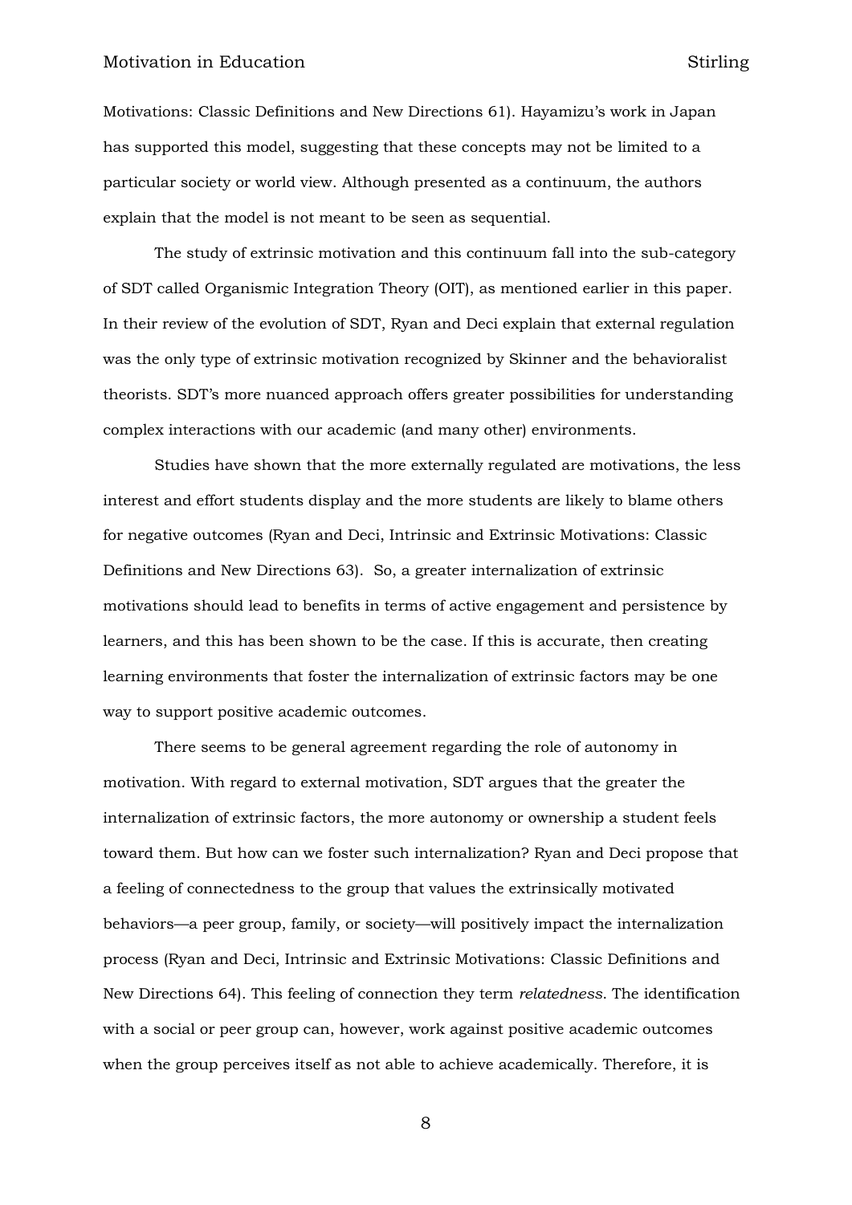Motivations: Classic Definitions and New Directions 61). Hayamizu's work in Japan has supported this model, suggesting that these concepts may not be limited to a particular society or world view. Although presented as a continuum, the authors explain that the model is not meant to be seen as sequential.

The study of extrinsic motivation and this continuum fall into the sub-category of SDT called Organismic Integration Theory (OIT), as mentioned earlier in this paper. In their review of the evolution of SDT, Ryan and Deci explain that external regulation was the only type of extrinsic motivation recognized by Skinner and the behavioralist theorists. SDT's more nuanced approach offers greater possibilities for understanding complex interactions with our academic (and many other) environments.

Studies have shown that the more externally regulated are motivations, the less interest and effort students display and the more students are likely to blame others for negative outcomes (Ryan and Deci, Intrinsic and Extrinsic Motivations: Classic Definitions and New Directions 63). So, a greater internalization of extrinsic motivations should lead to benefits in terms of active engagement and persistence by learners, and this has been shown to be the case. If this is accurate, then creating learning environments that foster the internalization of extrinsic factors may be one way to support positive academic outcomes.

There seems to be general agreement regarding the role of autonomy in motivation. With regard to external motivation, SDT argues that the greater the internalization of extrinsic factors, the more autonomy or ownership a student feels toward them. But how can we foster such internalization? Ryan and Deci propose that a feeling of connectedness to the group that values the extrinsically motivated behaviors—a peer group, family, or society—will positively impact the internalization process (Ryan and Deci, Intrinsic and Extrinsic Motivations: Classic Definitions and New Directions 64). This feeling of connection they term *relatedness*. The identification with a social or peer group can, however, work against positive academic outcomes when the group perceives itself as not able to achieve academically. Therefore, it is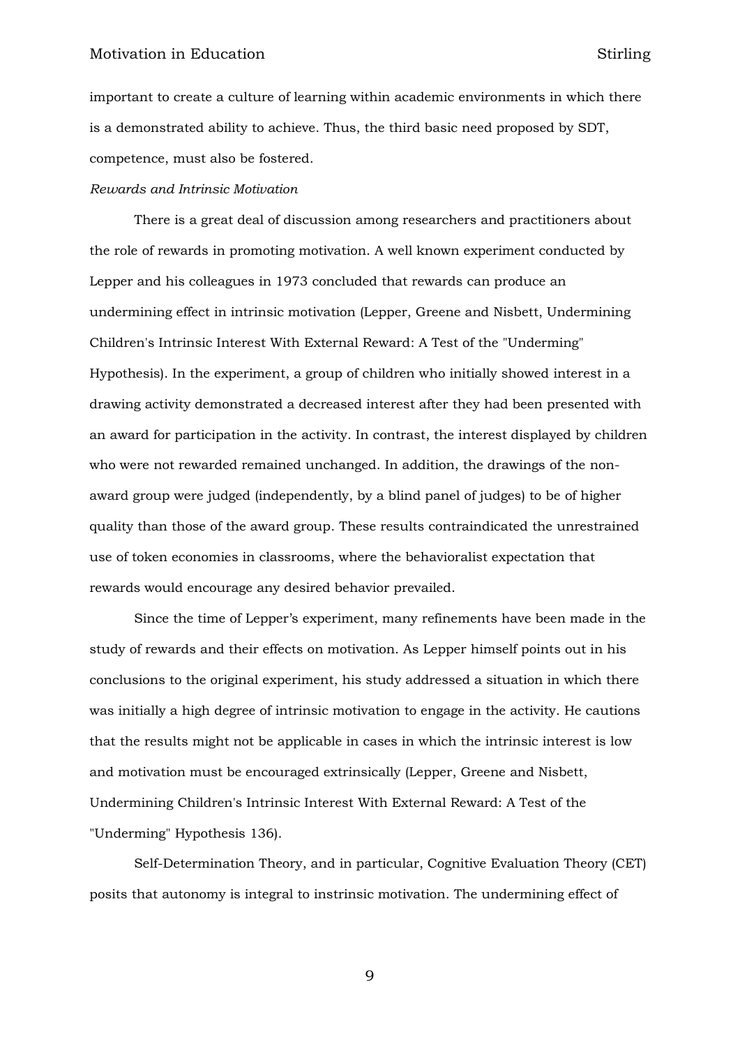important to create a culture of learning within academic environments in which there is a demonstrated ability to achieve. Thus, the third basic need proposed by SDT, competence, must also be fostered.

*Rewards and Intrinsic Motivation*

There is a great deal of discussion among researchers and practitioners about the role of rewards in promoting motivation. A well known experiment conducted by Lepper and his colleagues in 1973 concluded that rewards can produce an undermining effect in intrinsic motivation (Lepper, Greene and Nisbett, Undermining Children's Intrinsic Interest With External Reward: A Test of the "Underming" Hypothesis). In the experiment, a group of children who initially showed interest in a drawing activity demonstrated a decreased interest after they had been presented with an award for participation in the activity. In contrast, the interest displayed by children who were not rewarded remained unchanged. In addition, the drawings of the non-award group were judged (independently, by a blind panel of judges) to be of higher quality than those of the award group. These results contraindicated the unrestrained use of token economies in classrooms, where the behavioralist expectation that rewards would encourage any desired behavior prevailed.

Since the time of Lepper's experiment, many refinements have been made in the study of rewards and their effects on motivation. As Lepper himself points out in his conclusions to the original experiment, his study addressed a situation in which there was initially a high degree of intrinsic motivation to engage in the activity. He cautions that the results might not be applicable in cases in which the intrinsic interest is low and motivation must be encouraged extrinsically (Lepper, Greene and Nisbett, Undermining Children's Intrinsic Interest With External Reward: A Test of the "Underming" Hypothesis 136).

Self-Determination Theory, and in particular, Cognitive Evaluation Theory (CET) posits that autonomy is integral to instrinsic motivation. The undermining effect of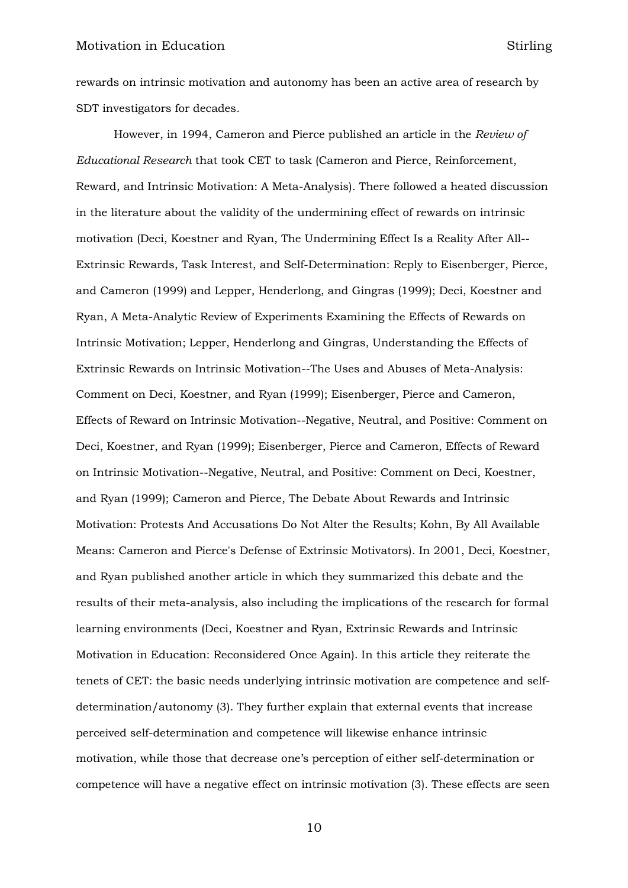rewards on intrinsic motivation and autonomy has been an active area of research by SDT investigators for decades.

However, in 1994, Cameron and Pierce published an article in the *Review of Educational Research* that took CET to task (Cameron and Pierce, Reinforcement, Reward, and Intrinsic Motivation: A Meta-Analysis). There followed a heated discussion in the literature about the validity of the undermining effect of rewards on intrinsic motivation (Deci, Koestner and Ryan, The Undermining Effect Is a Reality After All--Extrinsic Rewards, Task Interest, and Self-Determination: Reply to Eisenberger, Pierce, and Cameron (1999) and Lepper, Henderlong, and Gingras (1999); Deci, Koestner and Ryan, A Meta-Analytic Review of Experiments Examining the Effects of Rewards on Intrinsic Motivation; Lepper, Henderlong and Gingras, Understanding the Effects of Extrinsic Rewards on Intrinsic Motivation--The Uses and Abuses of Meta-Analysis: Comment on Deci, Koestner, and Ryan (1999); Eisenberger, Pierce and Cameron, Effects of Reward on Intrinsic Motivation--Negative, Neutral, and Positive: Comment on Deci, Koestner, and Ryan (1999); Eisenberger, Pierce and Cameron, Effects of Reward on Intrinsic Motivation--Negative, Neutral, and Positive: Comment on Deci, Koestner, and Ryan (1999); Cameron and Pierce, The Debate About Rewards and Intrinsic Motivation: Protests And Accusations Do Not Alter the Results; Kohn, By All Available Means: Cameron and Pierce's Defense of Extrinsic Motivators). In 2001, Deci, Koestner, and Ryan published another article in which they summarized this debate and the results of their meta-analysis, also including the implications of the research for formal learning environments (Deci, Koestner and Ryan, Extrinsic Rewards and Intrinsic Motivation in Education: Reconsidered Once Again). In this article they reiterate the tenets of CET: the basic needs underlying intrinsic motivation are competence and self-determination/autonomy (3). They further explain that external events that increase perceived self-determination and competence will likewise enhance intrinsic motivation, while those that decrease one's perception of either self-determination or competence will have a negative effect on intrinsic motivation (3). These effects are seen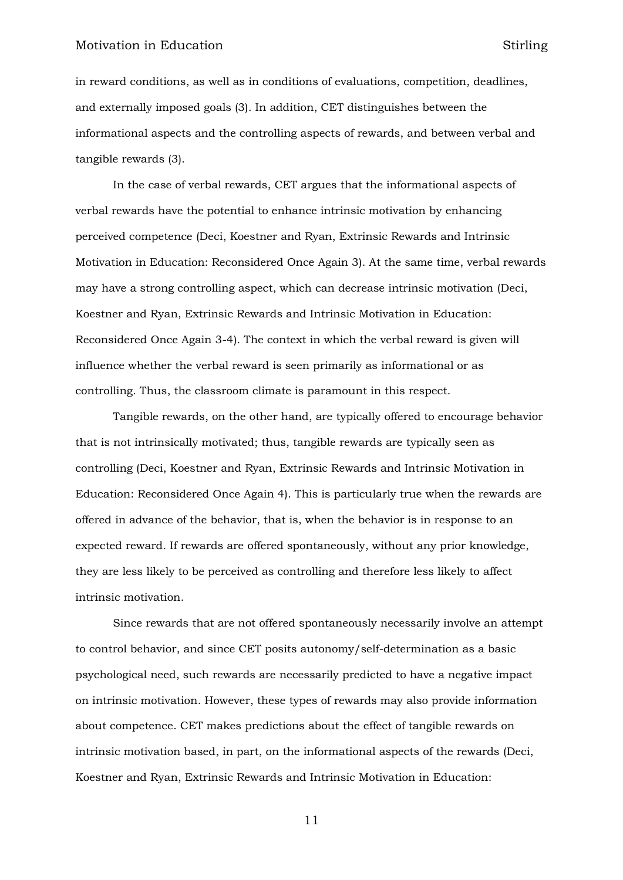in reward conditions, as well as in conditions of evaluations, competition, deadlines, and externally imposed goals (3). In addition, CET distinguishes between the informational aspects and the controlling aspects of rewards, and between verbal and tangible rewards (3).

In the case of verbal rewards, CET argues that the informational aspects of verbal rewards have the potential to enhance intrinsic motivation by enhancing perceived competence (Deci, Koestner and Ryan, Extrinsic Rewards and Intrinsic Motivation in Education: Reconsidered Once Again 3). At the same time, verbal rewards may have a strong controlling aspect, which can decrease intrinsic motivation (Deci, Koestner and Ryan, Extrinsic Rewards and Intrinsic Motivation in Education: Reconsidered Once Again 3-4). The context in which the verbal reward is given will influence whether the verbal reward is seen primarily as informational or as controlling. Thus, the classroom climate is paramount in this respect.

Tangible rewards, on the other hand, are typically offered to encourage behavior that is not intrinsically motivated; thus, tangible rewards are typically seen as controlling (Deci, Koestner and Ryan, Extrinsic Rewards and Intrinsic Motivation in Education: Reconsidered Once Again 4). This is particularly true when the rewards are offered in advance of the behavior, that is, when the behavior is in response to an expected reward. If rewards are offered spontaneously, without any prior knowledge, they are less likely to be perceived as controlling and therefore less likely to affect intrinsic motivation.

Since rewards that are not offered spontaneously necessarily involve an attempt to control behavior, and since CET posits autonomy/self-determination as a basic psychological need, such rewards are necessarily predicted to have a negative impact on intrinsic motivation. However, these types of rewards may also provide information about competence. CET makes predictions about the effect of tangible rewards on intrinsic motivation based, in part, on the informational aspects of the rewards (Deci, Koestner and Ryan, Extrinsic Rewards and Intrinsic Motivation in Education: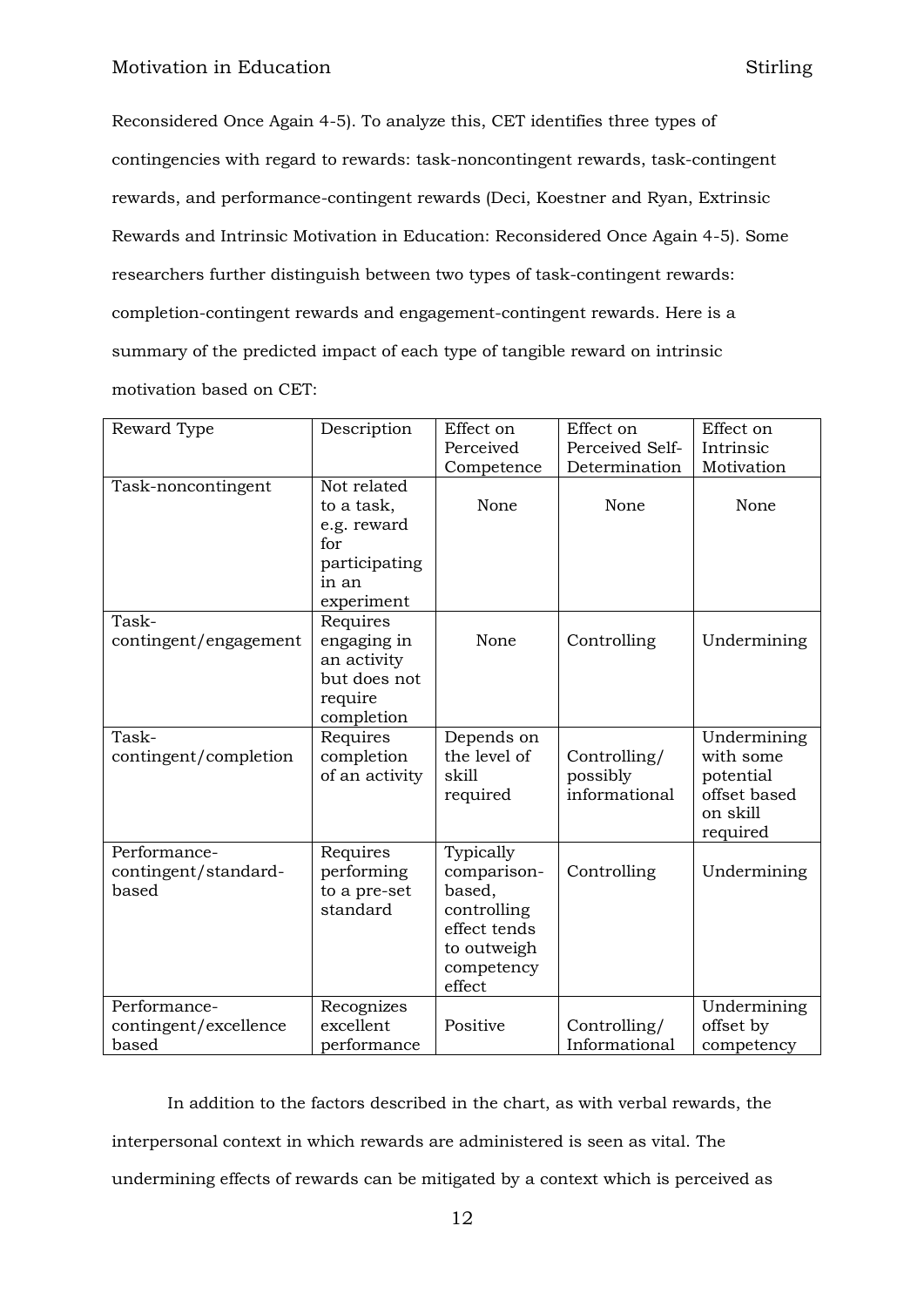Reconsidered Once Again 4-5). To analyze this, CET identifies three types of contingencies with regard to rewards: task-noncontingent rewards, task-contingent rewards, and performance-contingent rewards (Deci, Koestner and Ryan, Extrinsic Rewards and Intrinsic Motivation in Education: Reconsidered Once Again 4-5). Some researchers further distinguish between two types of task-contingent rewards: completion-contingent rewards and engagement-contingent rewards. Here is a summary of the predicted impact of each type of tangible reward on intrinsic motivation based on CET:

| Reward Type | Description | Effect on Perceived Competence | Effect on Perceived Self-Determination | Effect on Intrinsic Motivation |
|---|---|---|---|---|
| Task-noncontingent | Not related to a task, e.g. reward for participating in an experiment | None | None | None |
| Task-contingent/engagement | Requires engaging in an activity but does not require completion | None | Controlling | Undermining |
| Task-contingent/completion | Requires completion of an activity | Depends on the level of skill required | Controlling/ possibly informational | Undermining with some potential offset based on skill required |
| Performance-contingent/standard-based | Requires performing to a pre-set standard | Typically comparison-based, controlling effect tends to outweigh competency effect | Controlling | Undermining |
| Performance-contingent/excellence based | Recognizes excellent performance | Positive | Controlling/ Informational | Undermining offset by competency |

In addition to the factors described in the chart, as with verbal rewards, the interpersonal context in which rewards are administered is seen as vital. The undermining effects of rewards can be mitigated by a context which is perceived as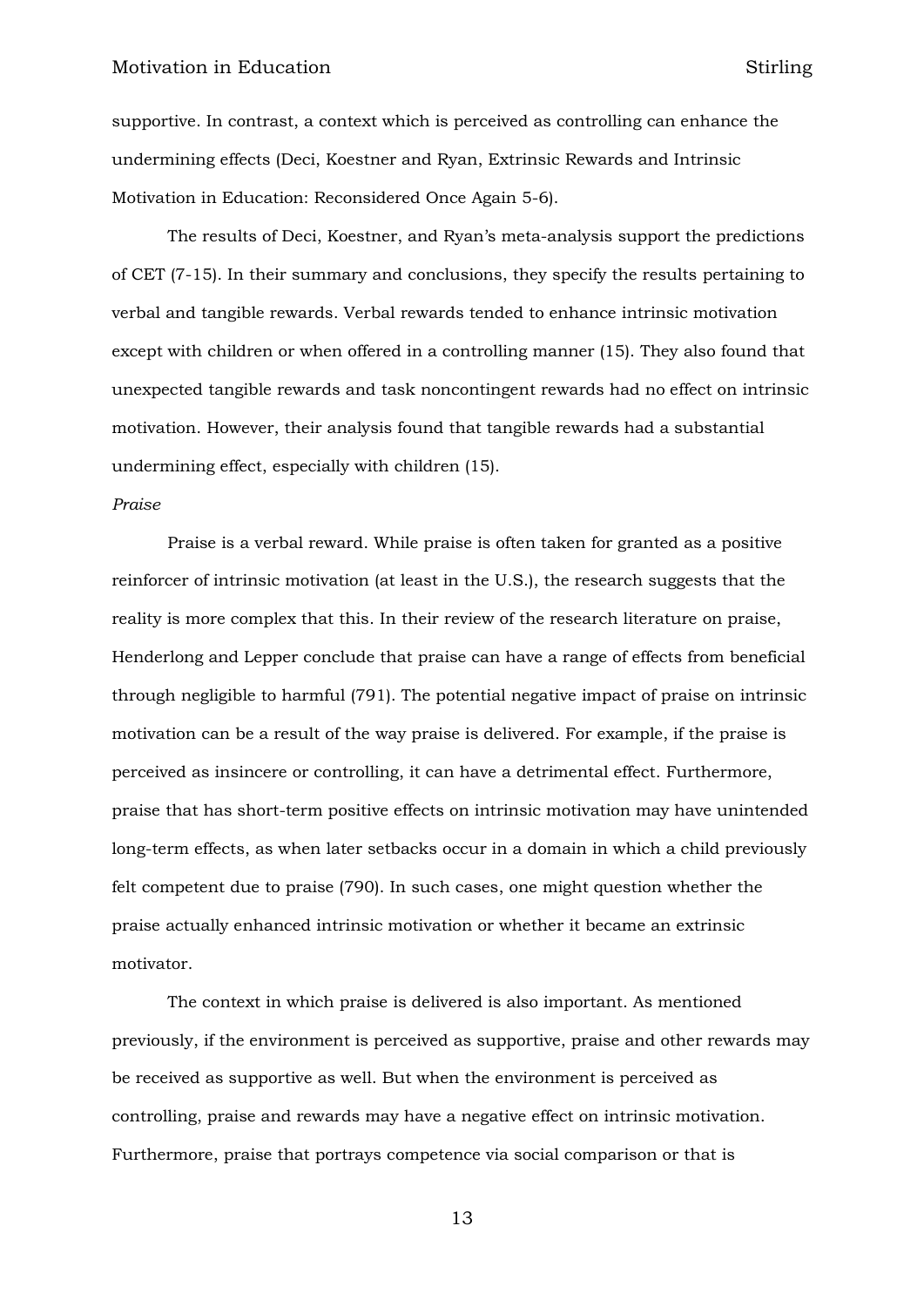supportive. In contrast, a context which is perceived as controlling can enhance the undermining effects (Deci, Koestner and Ryan, Extrinsic Rewards and Intrinsic Motivation in Education: Reconsidered Once Again 5-6).

The results of Deci, Koestner, and Ryan's meta-analysis support the predictions of CET (7-15). In their summary and conclusions, they specify the results pertaining to verbal and tangible rewards. Verbal rewards tended to enhance intrinsic motivation except with children or when offered in a controlling manner (15). They also found that unexpected tangible rewards and task noncontingent rewards had no effect on intrinsic motivation. However, their analysis found that tangible rewards had a substantial undermining effect, especially with children (15).

*Praise*

Praise is a verbal reward. While praise is often taken for granted as a positive reinforcer of intrinsic motivation (at least in the U.S.), the research suggests that the reality is more complex that this. In their review of the research literature on praise, Henderlong and Lepper conclude that praise can have a range of effects from beneficial through negligible to harmful (791). The potential negative impact of praise on intrinsic motivation can be a result of the way praise is delivered. For example, if the praise is perceived as insincere or controlling, it can have a detrimental effect. Furthermore, praise that has short-term positive effects on intrinsic motivation may have unintended long-term effects, as when later setbacks occur in a domain in which a child previously felt competent due to praise (790). In such cases, one might question whether the praise actually enhanced intrinsic motivation or whether it became an extrinsic motivator.

The context in which praise is delivered is also important. As mentioned previously, if the environment is perceived as supportive, praise and other rewards may be received as supportive as well. But when the environment is perceived as controlling, praise and rewards may have a negative effect on intrinsic motivation. Furthermore, praise that portrays competence via social comparison or that is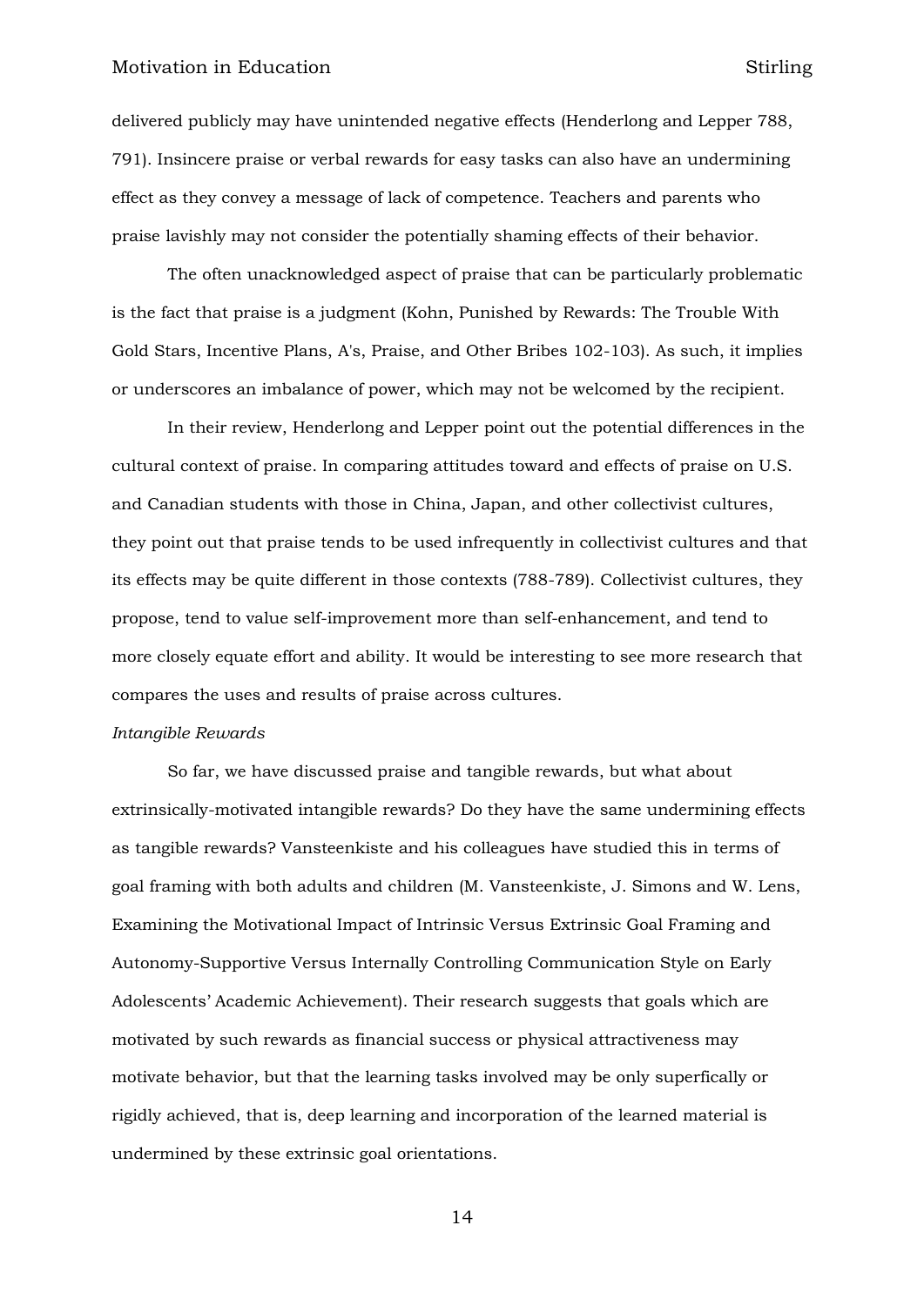delivered publicly may have unintended negative effects (Henderlong and Lepper 788, 791). Insincere praise or verbal rewards for easy tasks can also have an undermining effect as they convey a message of lack of competence. Teachers and parents who praise lavishly may not consider the potentially shaming effects of their behavior.

The often unacknowledged aspect of praise that can be particularly problematic is the fact that praise is a judgment (Kohn, Punished by Rewards: The Trouble With Gold Stars, Incentive Plans, A's, Praise, and Other Bribes 102-103). As such, it implies or underscores an imbalance of power, which may not be welcomed by the recipient.

In their review, Henderlong and Lepper point out the potential differences in the cultural context of praise. In comparing attitudes toward and effects of praise on U.S. and Canadian students with those in China, Japan, and other collectivist cultures, they point out that praise tends to be used infrequently in collectivist cultures and that its effects may be quite different in those contexts (788-789). Collectivist cultures, they propose, tend to value self-improvement more than self-enhancement, and tend to more closely equate effort and ability. It would be interesting to see more research that compares the uses and results of praise across cultures.

*Intangible Rewards*

So far, we have discussed praise and tangible rewards, but what about extrinsically-motivated intangible rewards? Do they have the same undermining effects as tangible rewards? Vansteenkiste and his colleagues have studied this in terms of goal framing with both adults and children (M. Vansteenkiste, J. Simons and W. Lens, Examining the Motivational Impact of Intrinsic Versus Extrinsic Goal Framing and Autonomy-Supportive Versus Internally Controlling Communication Style on Early Adolescents' Academic Achievement). Their research suggests that goals which are motivated by such rewards as financial success or physical attractiveness may motivate behavior, but that the learning tasks involved may be only superfically or rigidly achieved, that is, deep learning and incorporation of the learned material is undermined by these extrinsic goal orientations.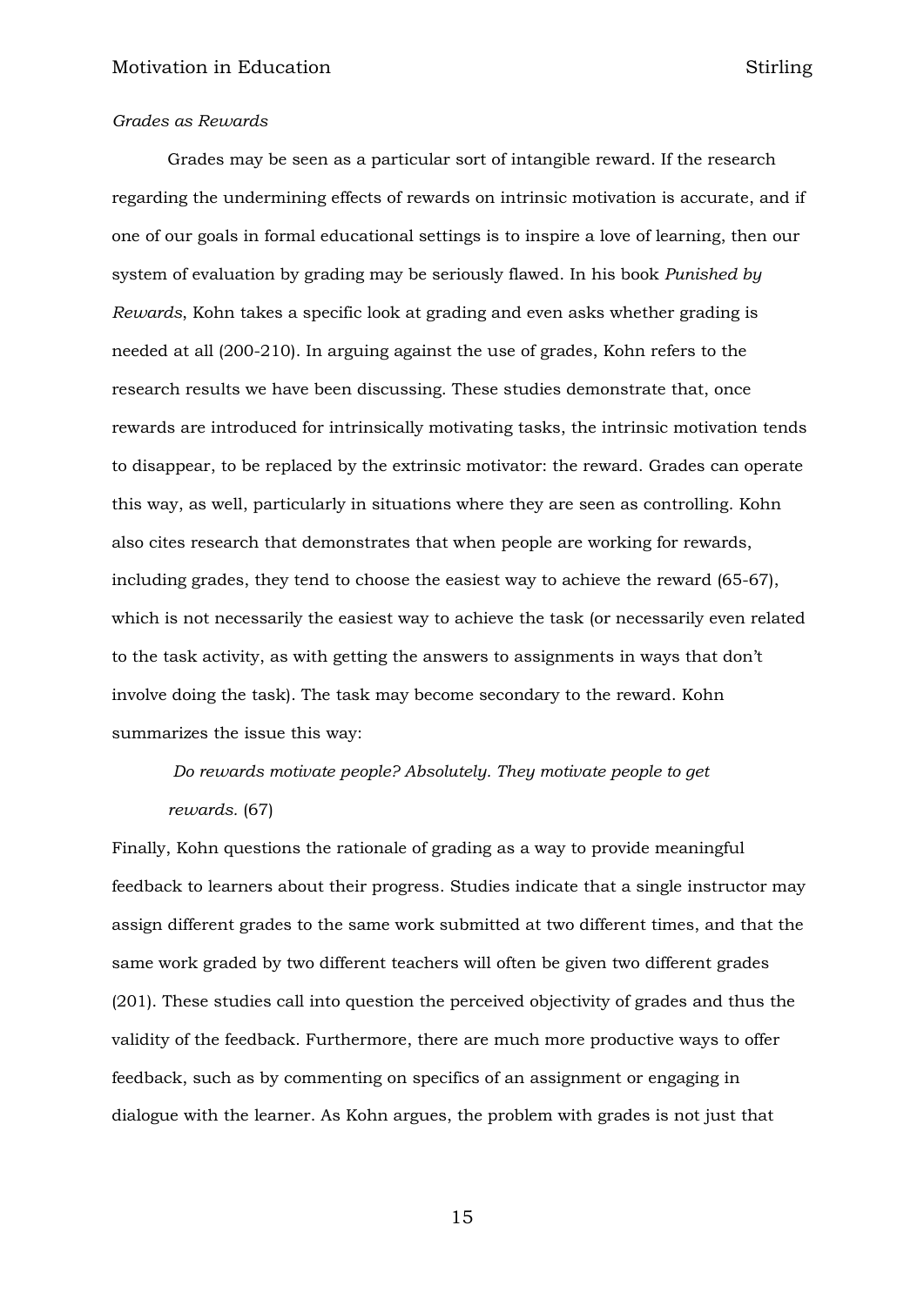*Grades as Rewards*

Grades may be seen as a particular sort of intangible reward. If the research regarding the undermining effects of rewards on intrinsic motivation is accurate, and if one of our goals in formal educational settings is to inspire a love of learning, then our system of evaluation by grading may be seriously flawed. In his book *Punished by Rewards*, Kohn takes a specific look at grading and even asks whether grading is needed at all (200-210). In arguing against the use of grades, Kohn refers to the research results we have been discussing. These studies demonstrate that, once rewards are introduced for intrinsically motivating tasks, the intrinsic motivation tends to disappear, to be replaced by the extrinsic motivator: the reward. Grades can operate this way, as well, particularly in situations where they are seen as controlling. Kohn also cites research that demonstrates that when people are working for rewards, including grades, they tend to choose the easiest way to achieve the reward (65-67), which is not necessarily the easiest way to achieve the task (or necessarily even related to the task activity, as with getting the answers to assignments in ways that don't involve doing the task). The task may become secondary to the reward. Kohn summarizes the issue this way:

> *Do rewards motivate people? Absolutely. They motivate people to get rewards.* (67)

Finally, Kohn questions the rationale of grading as a way to provide meaningful feedback to learners about their progress. Studies indicate that a single instructor may assign different grades to the same work submitted at two different times, and that the same work graded by two different teachers will often be given two different grades (201). These studies call into question the perceived objectivity of grades and thus the validity of the feedback. Furthermore, there are much more productive ways to offer feedback, such as by commenting on specifics of an assignment or engaging in dialogue with the learner. As Kohn argues, the problem with grades is not just that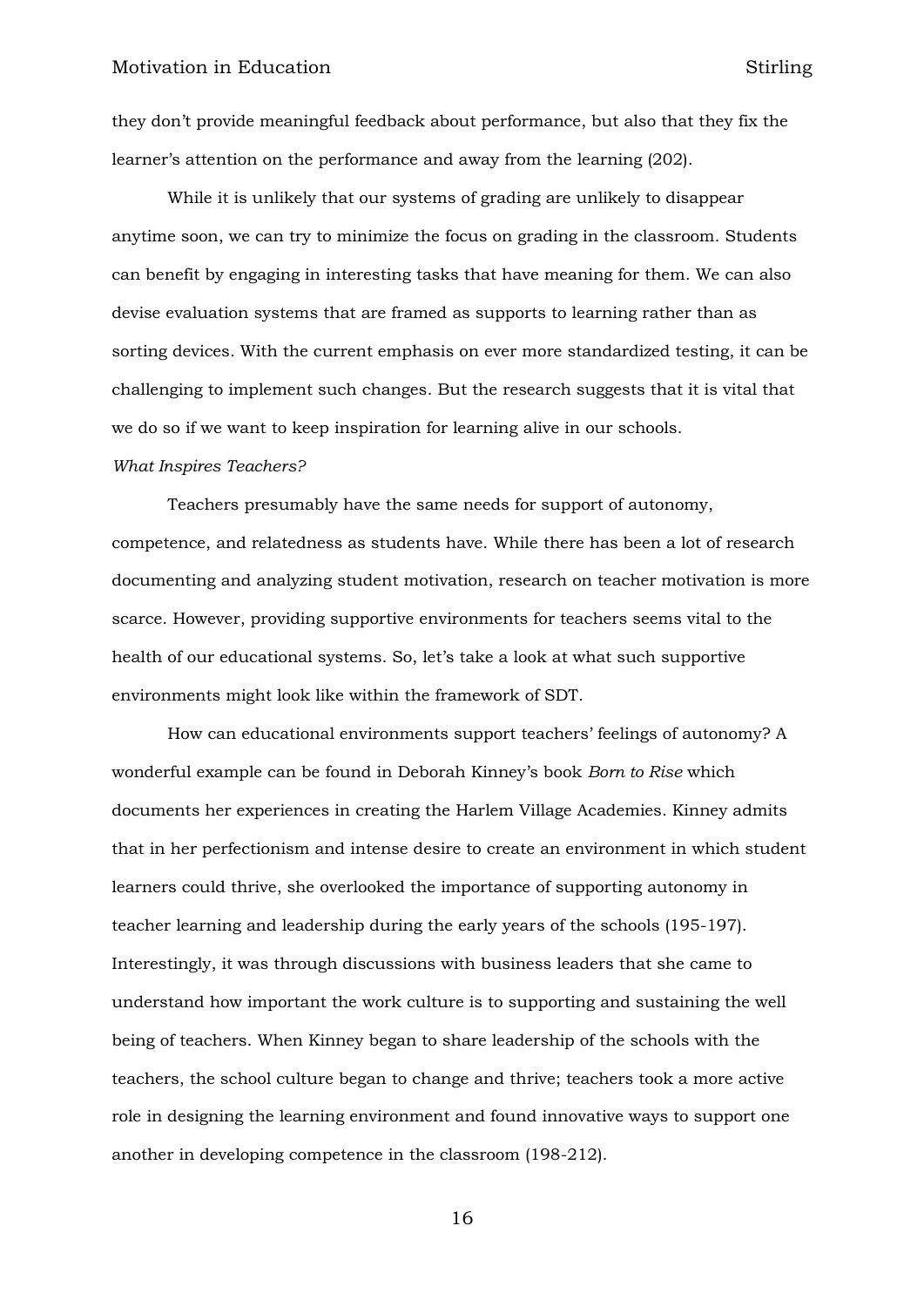they don't provide meaningful feedback about performance, but also that they fix the learner's attention on the performance and away from the learning (202).

While it is unlikely that our systems of grading are unlikely to disappear anytime soon, we can try to minimize the focus on grading in the classroom. Students can benefit by engaging in interesting tasks that have meaning for them. We can also devise evaluation systems that are framed as supports to learning rather than as sorting devices. With the current emphasis on ever more standardized testing, it can be challenging to implement such changes. But the research suggests that it is vital that we do so if we want to keep inspiration for learning alive in our schools.

*What Inspires Teachers?*

Teachers presumably have the same needs for support of autonomy, competence, and relatedness as students have. While there has been a lot of research documenting and analyzing student motivation, research on teacher motivation is more scarce. However, providing supportive environments for teachers seems vital to the health of our educational systems. So, let's take a look at what such supportive environments might look like within the framework of SDT.

How can educational environments support teachers' feelings of autonomy? A wonderful example can be found in Deborah Kinney's book *Born to Rise* which documents her experiences in creating the Harlem Village Academies. Kinney admits that in her perfectionism and intense desire to create an environment in which student learners could thrive, she overlooked the importance of supporting autonomy in teacher learning and leadership during the early years of the schools (195-197). Interestingly, it was through discussions with business leaders that she came to understand how important the work culture is to supporting and sustaining the well being of teachers. When Kinney began to share leadership of the schools with the teachers, the school culture began to change and thrive; teachers took a more active role in designing the learning environment and found innovative ways to support one another in developing competence in the classroom (198-212).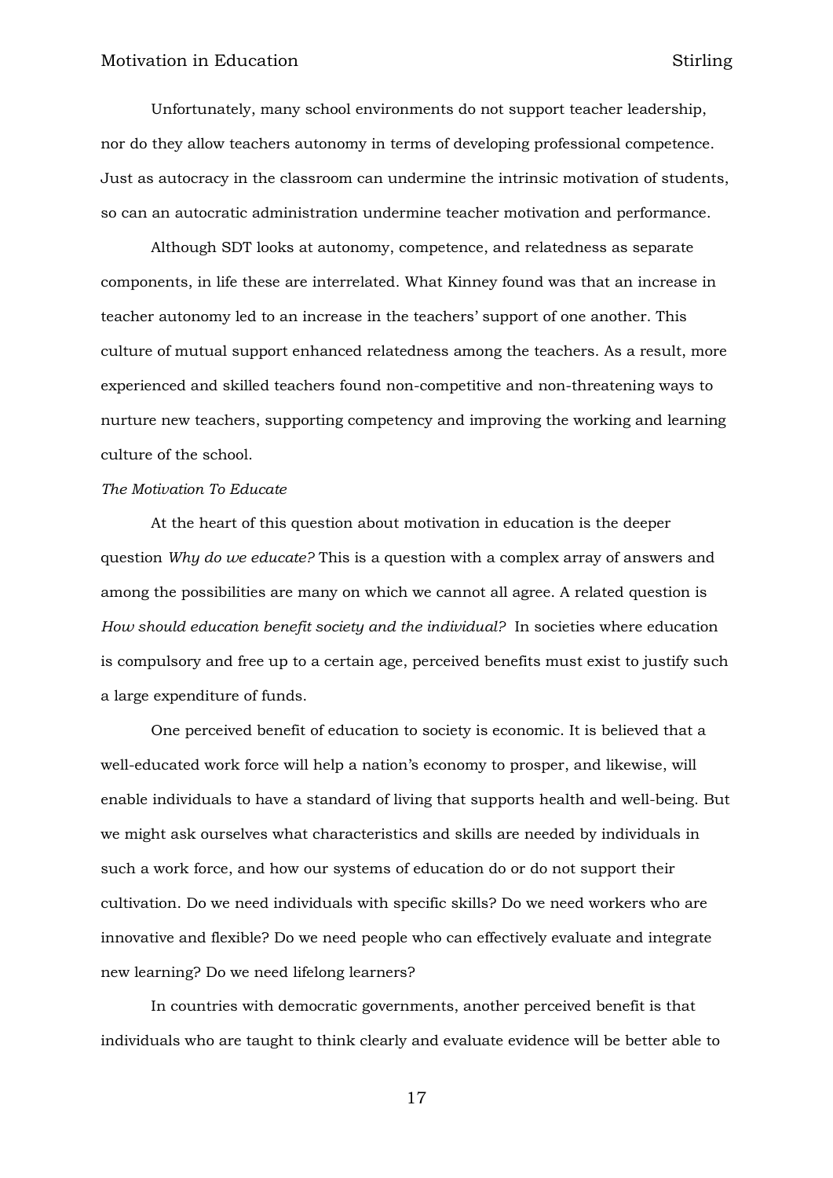Unfortunately, many school environments do not support teacher leadership, nor do they allow teachers autonomy in terms of developing professional competence. Just as autocracy in the classroom can undermine the intrinsic motivation of students, so can an autocratic administration undermine teacher motivation and performance.

Although SDT looks at autonomy, competence, and relatedness as separate components, in life these are interrelated. What Kinney found was that an increase in teacher autonomy led to an increase in the teachers' support of one another. This culture of mutual support enhanced relatedness among the teachers. As a result, more experienced and skilled teachers found non-competitive and non-threatening ways to nurture new teachers, supporting competency and improving the working and learning culture of the school.

*The Motivation To Educate*

At the heart of this question about motivation in education is the deeper question *Why do we educate?* This is a question with a complex array of answers and among the possibilities are many on which we cannot all agree. A related question is *How should education benefit society and the individual?* In societies where education is compulsory and free up to a certain age, perceived benefits must exist to justify such a large expenditure of funds.

One perceived benefit of education to society is economic. It is believed that a well-educated work force will help a nation's economy to prosper, and likewise, will enable individuals to have a standard of living that supports health and well-being. But we might ask ourselves what characteristics and skills are needed by individuals in such a work force, and how our systems of education do or do not support their cultivation. Do we need individuals with specific skills? Do we need workers who are innovative and flexible? Do we need people who can effectively evaluate and integrate new learning? Do we need lifelong learners?

In countries with democratic governments, another perceived benefit is that individuals who are taught to think clearly and evaluate evidence will be better able to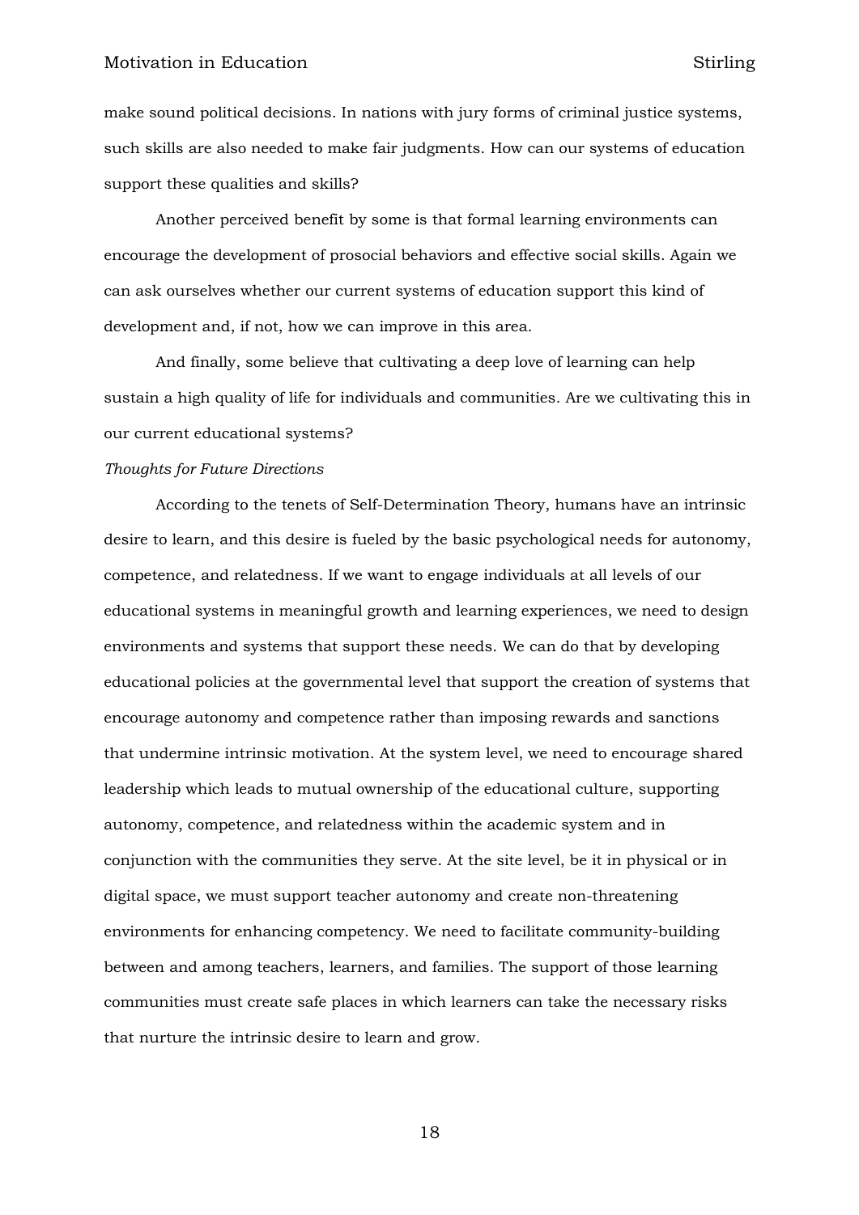make sound political decisions. In nations with jury forms of criminal justice systems, such skills are also needed to make fair judgments. How can our systems of education support these qualities and skills?

Another perceived benefit by some is that formal learning environments can encourage the development of prosocial behaviors and effective social skills. Again we can ask ourselves whether our current systems of education support this kind of development and, if not, how we can improve in this area.

And finally, some believe that cultivating a deep love of learning can help sustain a high quality of life for individuals and communities. Are we cultivating this in our current educational systems?

*Thoughts for Future Directions*

According to the tenets of Self-Determination Theory, humans have an intrinsic desire to learn, and this desire is fueled by the basic psychological needs for autonomy, competence, and relatedness. If we want to engage individuals at all levels of our educational systems in meaningful growth and learning experiences, we need to design environments and systems that support these needs. We can do that by developing educational policies at the governmental level that support the creation of systems that encourage autonomy and competence rather than imposing rewards and sanctions that undermine intrinsic motivation. At the system level, we need to encourage shared leadership which leads to mutual ownership of the educational culture, supporting autonomy, competence, and relatedness within the academic system and in conjunction with the communities they serve. At the site level, be it in physical or in digital space, we must support teacher autonomy and create non-threatening environments for enhancing competency. We need to facilitate community-building between and among teachers, learners, and families. The support of those learning communities must create safe places in which learners can take the necessary risks that nurture the intrinsic desire to learn and grow.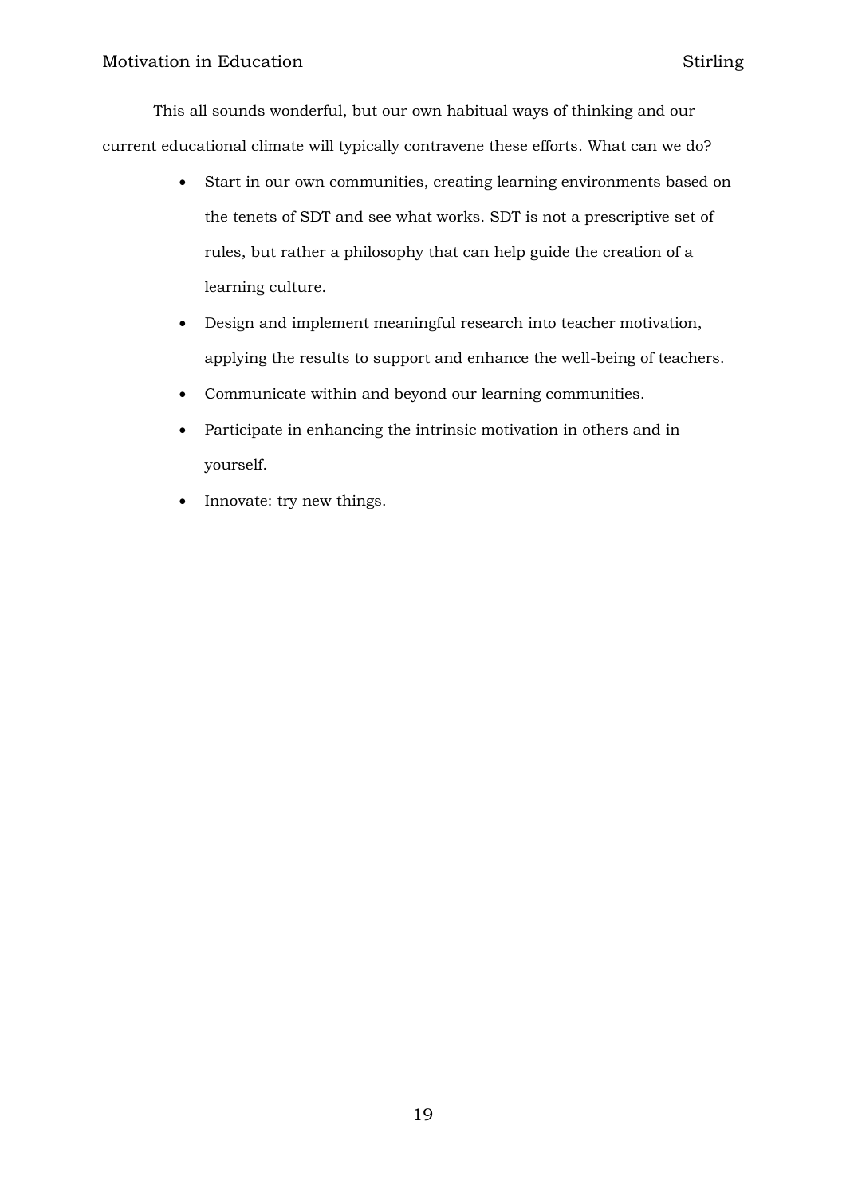This all sounds wonderful, but our own habitual ways of thinking and our current educational climate will typically contravene these efforts. What can we do?

- Start in our own communities, creating learning environments based on the tenets of SDT and see what works. SDT is not a prescriptive set of rules, but rather a philosophy that can help guide the creation of a learning culture.
- Design and implement meaningful research into teacher motivation, applying the results to support and enhance the well-being of teachers.
- Communicate within and beyond our learning communities.
- Participate in enhancing the intrinsic motivation in others and in yourself.
- Innovate: try new things.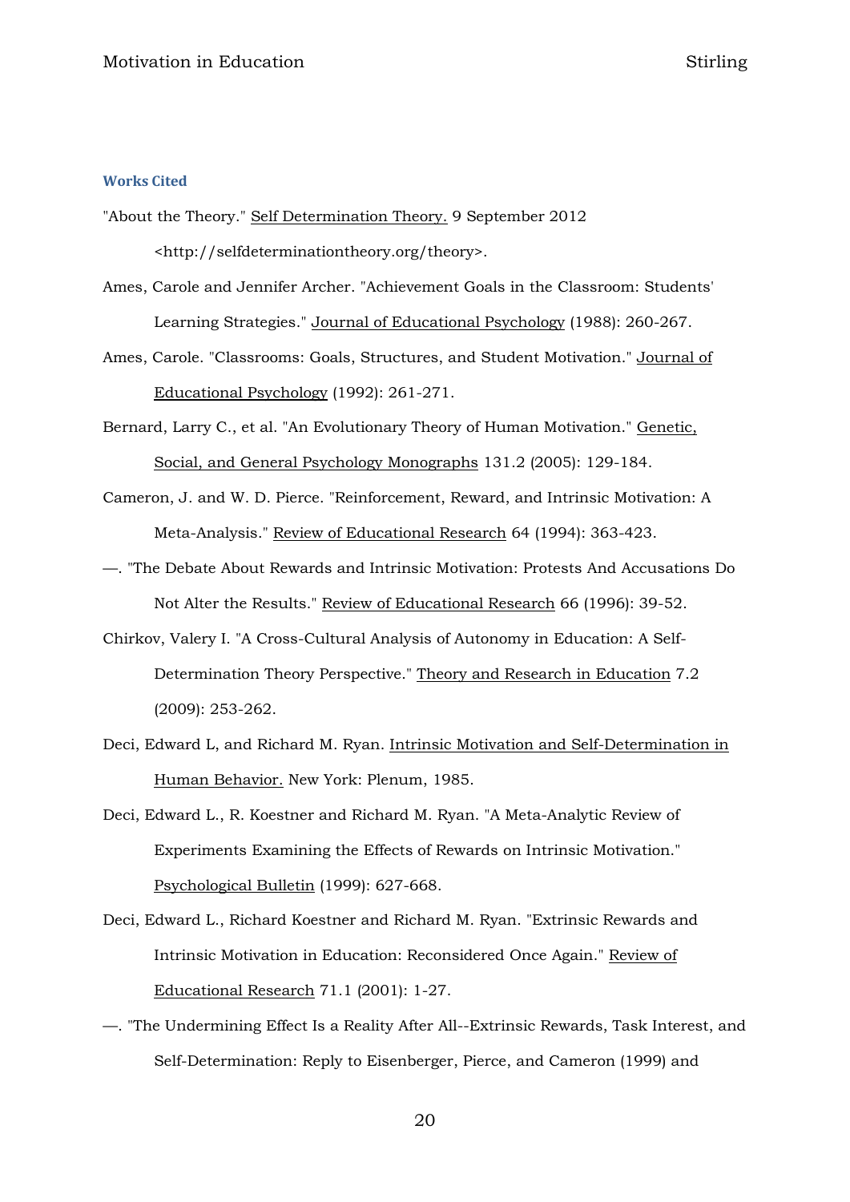## Works Cited

"About the Theory." Self Determination Theory. 9 September 2012 <http://selfdeterminationtheory.org/theory>.

Ames, Carole and Jennifer Archer. "Achievement Goals in the Classroom: Students' Learning Strategies." Journal of Educational Psychology (1988): 260-267.

Ames, Carole. "Classrooms: Goals, Structures, and Student Motivation." Journal of Educational Psychology (1992): 261-271.

Bernard, Larry C., et al. "An Evolutionary Theory of Human Motivation." Genetic, Social, and General Psychology Monographs 131.2 (2005): 129-184.

Cameron, J. and W. D. Pierce. "Reinforcement, Reward, and Intrinsic Motivation: A Meta-Analysis." Review of Educational Research 64 (1994): 363-423.

—. "The Debate About Rewards and Intrinsic Motivation: Protests And Accusations Do Not Alter the Results." Review of Educational Research 66 (1996): 39-52.

Chirkov, Valery I. "A Cross-Cultural Analysis of Autonomy in Education: A Self-Determination Theory Perspective." Theory and Research in Education 7.2 (2009): 253-262.

Deci, Edward L, and Richard M. Ryan. Intrinsic Motivation and Self-Determination in Human Behavior. New York: Plenum, 1985.

Deci, Edward L., R. Koestner and Richard M. Ryan. "A Meta-Analytic Review of Experiments Examining the Effects of Rewards on Intrinsic Motivation." Psychological Bulletin (1999): 627-668.

Deci, Edward L., Richard Koestner and Richard M. Ryan. "Extrinsic Rewards and Intrinsic Motivation in Education: Reconsidered Once Again." Review of Educational Research 71.1 (2001): 1-27.

—. "The Undermining Effect Is a Reality After All--Extrinsic Rewards, Task Interest, and Self-Determination: Reply to Eisenberger, Pierce, and Cameron (1999) and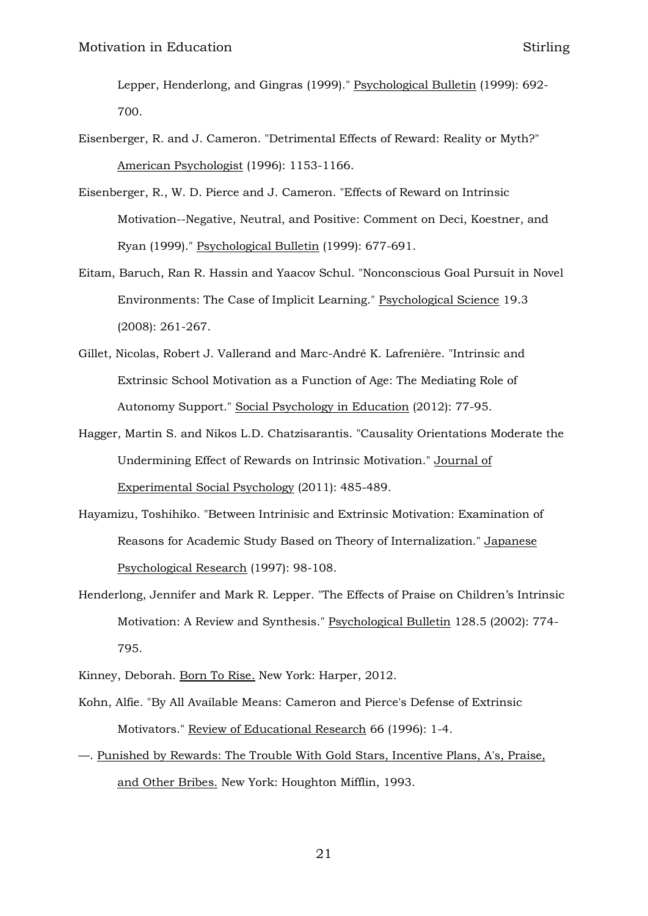Lepper, Henderlong, and Gingras (1999)." Psychological Bulletin (1999): 692-700.

Eisenberger, R. and J. Cameron. "Detrimental Effects of Reward: Reality or Myth?" American Psychologist (1996): 1153-1166.

Eisenberger, R., W. D. Pierce and J. Cameron. "Effects of Reward on Intrinsic Motivation--Negative, Neutral, and Positive: Comment on Deci, Koestner, and Ryan (1999)." Psychological Bulletin (1999): 677-691.

Eitam, Baruch, Ran R. Hassin and Yaacov Schul. "Nonconscious Goal Pursuit in Novel Environments: The Case of Implicit Learning." Psychological Science 19.3 (2008): 261-267.

Gillet, Nicolas, Robert J. Vallerand and Marc-André K. Lafrenière. "Intrinsic and Extrinsic School Motivation as a Function of Age: The Mediating Role of Autonomy Support." Social Psychology in Education (2012): 77-95.

Hagger, Martin S. and Nikos L.D. Chatzisarantis. "Causality Orientations Moderate the Undermining Effect of Rewards on Intrinsic Motivation." Journal of Experimental Social Psychology (2011): 485-489.

Hayamizu, Toshihiko. "Between Intrinisic and Extrinsic Motivation: Examination of Reasons for Academic Study Based on Theory of Internalization." Japanese Psychological Research (1997): 98-108.

Henderlong, Jennifer and Mark R. Lepper. "The Effects of Praise on Children's Intrinsic Motivation: A Review and Synthesis." Psychological Bulletin 128.5 (2002): 774-795.

Kinney, Deborah. Born To Rise. New York: Harper, 2012.

Kohn, Alfie. "By All Available Means: Cameron and Pierce's Defense of Extrinsic Motivators." Review of Educational Research 66 (1996): 1-4.

—. Punished by Rewards: The Trouble With Gold Stars, Incentive Plans, A's, Praise, and Other Bribes. New York: Houghton Mifflin, 1993.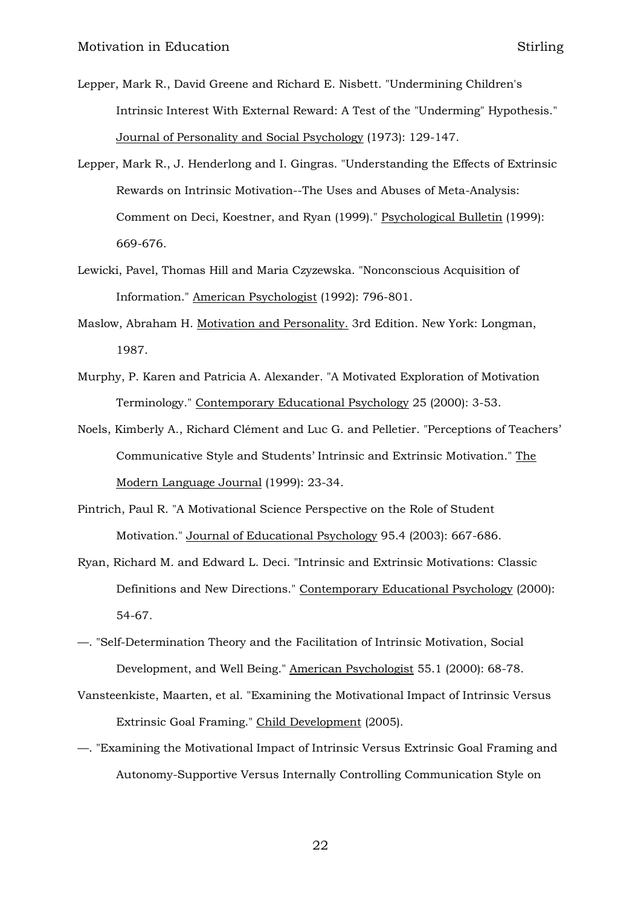Lepper, Mark R., David Greene and Richard E. Nisbett. "Undermining Children's Intrinsic Interest With External Reward: A Test of the "Underming" Hypothesis." Journal of Personality and Social Psychology (1973): 129-147.

Lepper, Mark R., J. Henderlong and I. Gingras. "Understanding the Effects of Extrinsic Rewards on Intrinsic Motivation--The Uses and Abuses of Meta-Analysis: Comment on Deci, Koestner, and Ryan (1999)." Psychological Bulletin (1999): 669-676.

Lewicki, Pavel, Thomas Hill and Maria Czyzewska. "Nonconscious Acquisition of Information." American Psychologist (1992): 796-801.

Maslow, Abraham H. Motivation and Personality. 3rd Edition. New York: Longman, 1987.

Murphy, P. Karen and Patricia A. Alexander. "A Motivated Exploration of Motivation Terminology." Contemporary Educational Psychology 25 (2000): 3-53.

Noels, Kimberly A., Richard Clément and Luc G. and Pelletier. "Perceptions of Teachers' Communicative Style and Students' Intrinsic and Extrinsic Motivation." The Modern Language Journal (1999): 23-34.

Pintrich, Paul R. "A Motivational Science Perspective on the Role of Student Motivation." Journal of Educational Psychology 95.4 (2003): 667-686.

Ryan, Richard M. and Edward L. Deci. "Intrinsic and Extrinsic Motivations: Classic Definitions and New Directions." Contemporary Educational Psychology (2000): 54-67.

—. "Self-Determination Theory and the Facilitation of Intrinsic Motivation, Social Development, and Well Being." American Psychologist 55.1 (2000): 68-78.

Vansteenkiste, Maarten, et al. "Examining the Motivational Impact of Intrinsic Versus Extrinsic Goal Framing." Child Development (2005).

—. "Examining the Motivational Impact of Intrinsic Versus Extrinsic Goal Framing and Autonomy-Supportive Versus Internally Controlling Communication Style on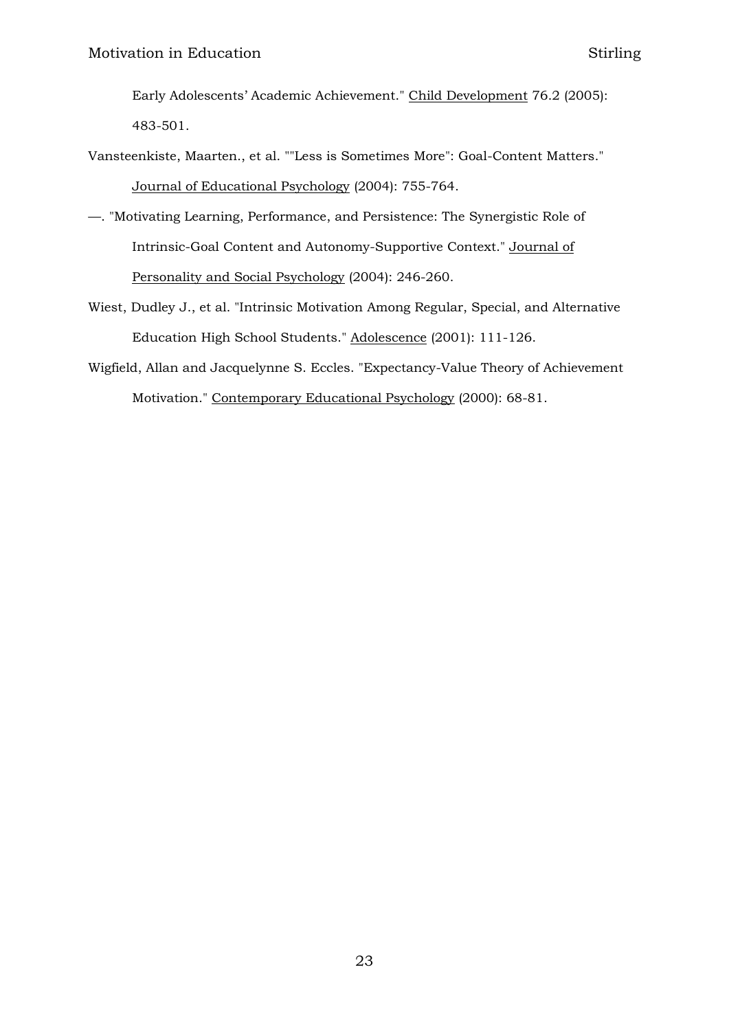Early Adolescents' Academic Achievement." Child Development 76.2 (2005): 483-501.

Vansteenkiste, Maarten., et al. ""Less is Sometimes More": Goal-Content Matters." Journal of Educational Psychology (2004): 755-764.

—. "Motivating Learning, Performance, and Persistence: The Synergistic Role of Intrinsic-Goal Content and Autonomy-Supportive Context." Journal of Personality and Social Psychology (2004): 246-260.

Wiest, Dudley J., et al. "Intrinsic Motivation Among Regular, Special, and Alternative Education High School Students." Adolescence (2001): 111-126.

Wigfield, Allan and Jacquelynne S. Eccles. "Expectancy-Value Theory of Achievement Motivation." Contemporary Educational Psychology (2000): 68-81.